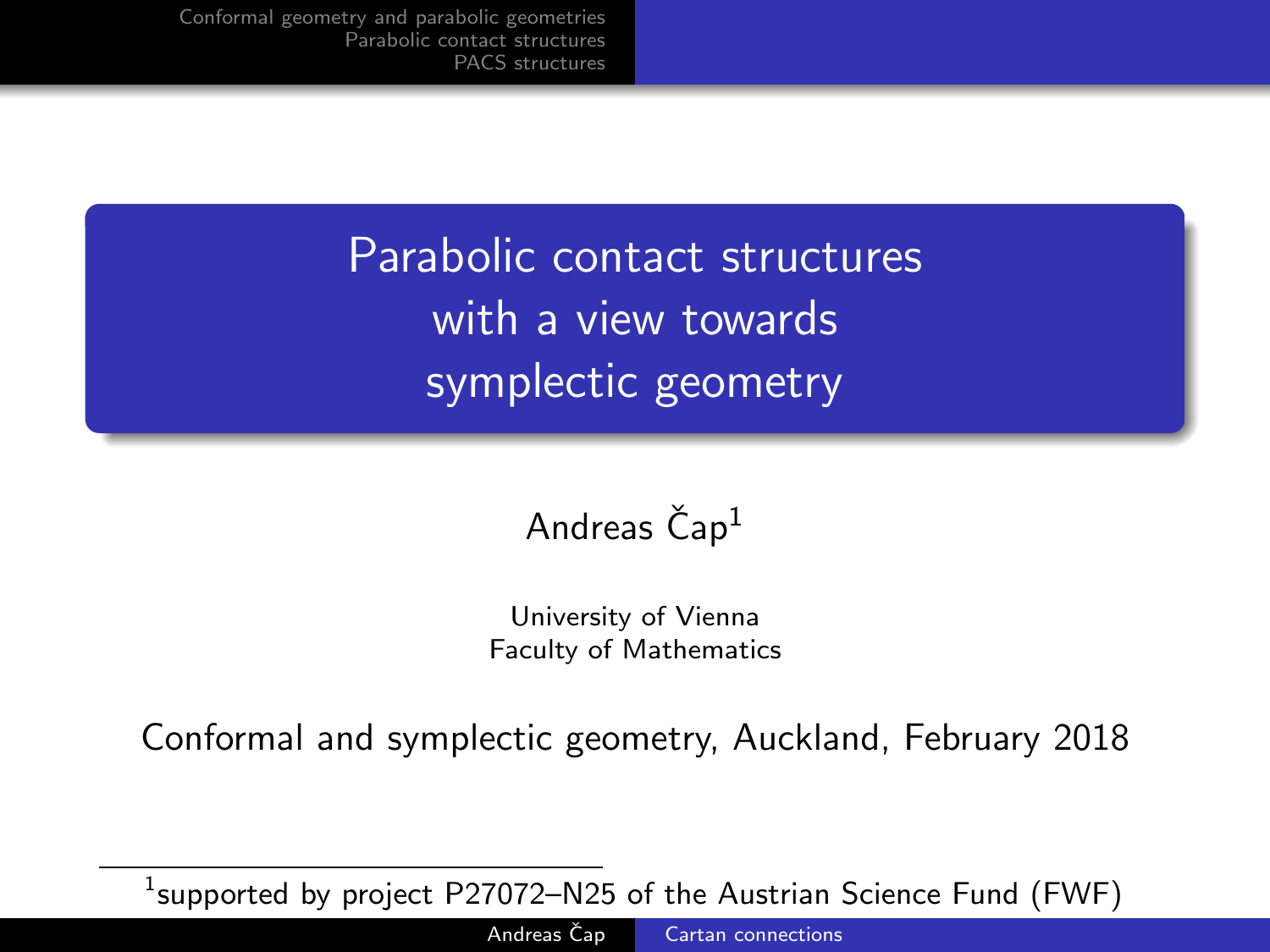# Parabolic contact structures with a view towards symplectic geometry

Andreas Čap[1]

University of Vienna
Faculty of Mathematics

Conformal and symplectic geometry, Auckland, February 2018

[1] supported by project P27072–N25 of the Austrian Science Fund (FWF)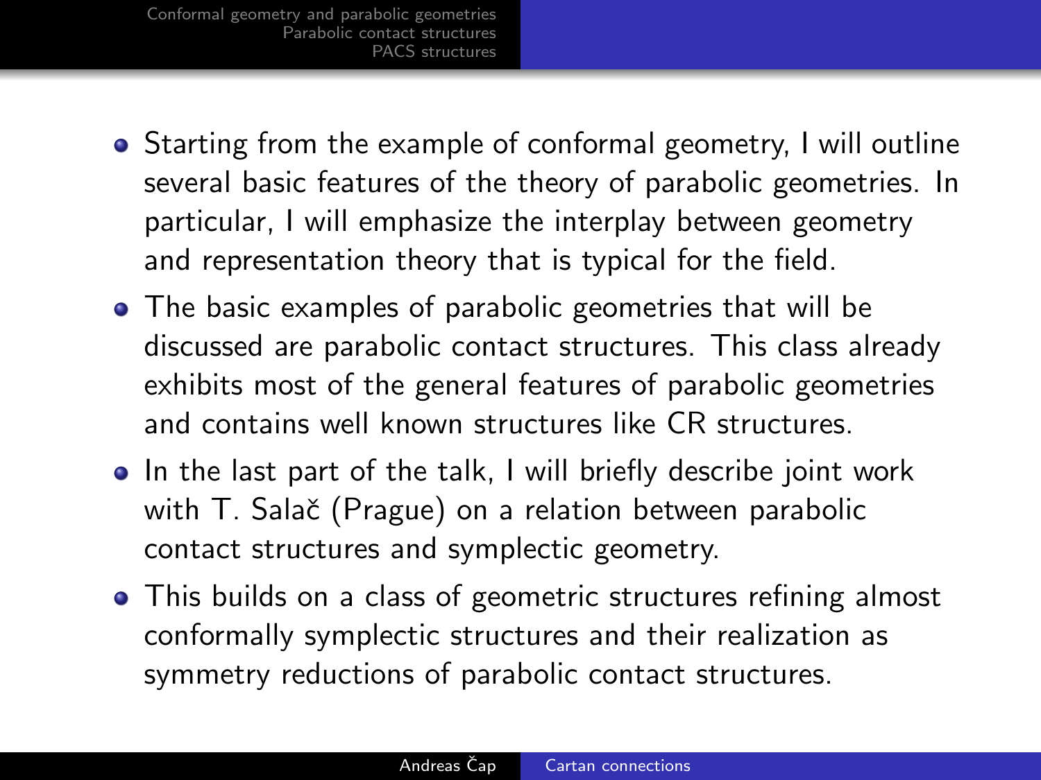- Starting from the example of conformal geometry, I will outline several basic features of the theory of parabolic geometries. In particular, I will emphasize the interplay between geometry and representation theory that is typical for the field.
- The basic examples of parabolic geometries that will be discussed are parabolic contact structures. This class already exhibits most of the general features of parabolic geometries and contains well known structures like CR structures.
- In the last part of the talk, I will briefly describe joint work with T. Salač (Prague) on a relation between parabolic contact structures and symplectic geometry.
- This builds on a class of geometric structures refining almost conformally symplectic structures and their realization as symmetry reductions of parabolic contact structures.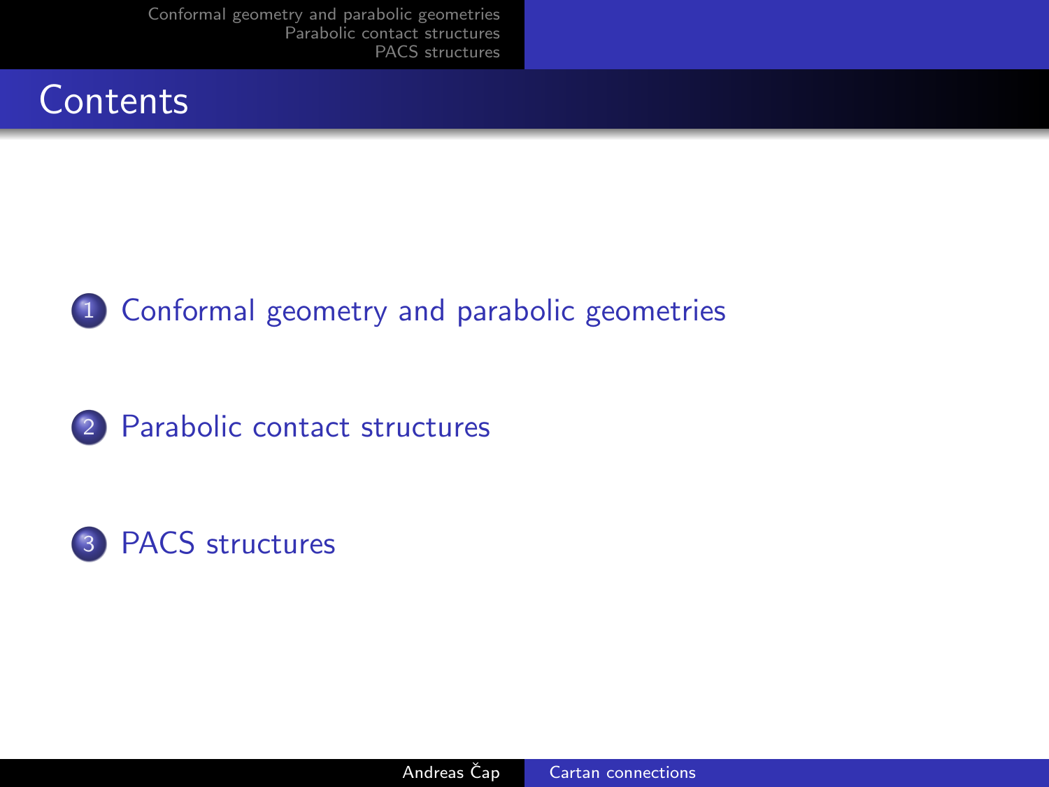# Contents

1. Conformal geometry and parabolic geometries
2. Parabolic contact structures
3. PACS structures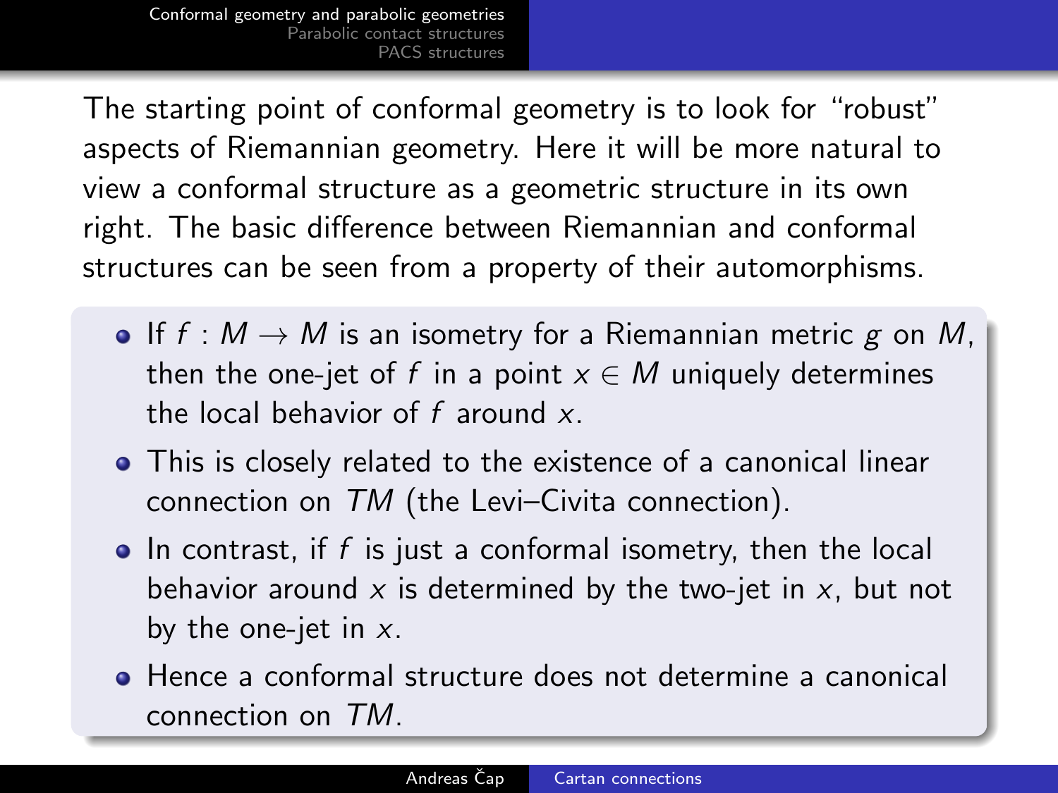The starting point of conformal geometry is to look for "robust" aspects of Riemannian geometry. Here it will be more natural to view a conformal structure as a geometric structure in its own right. The basic difference between Riemannian and conformal structures can be seen from a property of their automorphisms.

- If $f : M \to M$ is an isometry for a Riemannian metric $g$ on $M$, then the one-jet of $f$ in a point $x \in M$ uniquely determines the local behavior of $f$ around $x$.
- This is closely related to the existence of a canonical linear connection on $TM$ (the Levi–Civita connection).
- In contrast, if $f$ is just a conformal isometry, then the local behavior around $x$ is determined by the two-jet in $x$, but not by the one-jet in $x$.
- Hence a conformal structure does not determine a canonical connection on $TM$.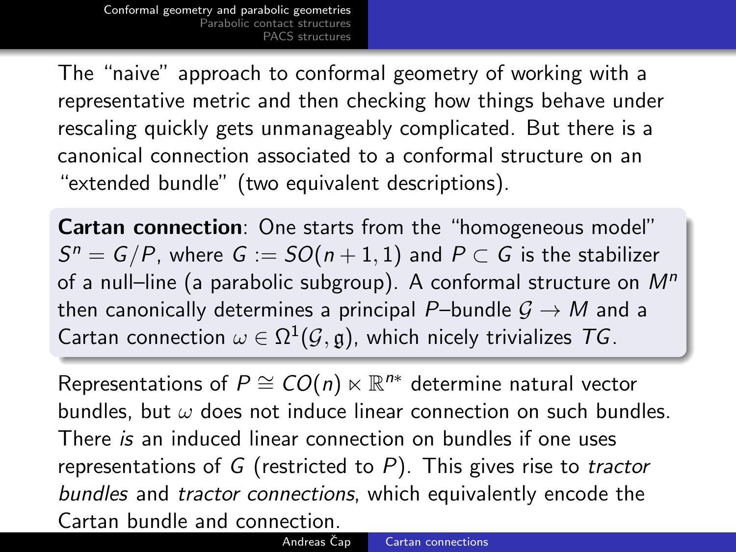The "naive" approach to conformal geometry of working with a representative metric and then checking how things behave under rescaling quickly gets unmanageably complicated. But there is a canonical connection associated to a conformal structure on an "extended bundle" (two equivalent descriptions).

**Cartan connection**: One starts from the "homogeneous model" $S^n = G/P$, where $G := SO(n+1,1)$ and $P \subset G$ is the stabilizer of a null–line (a parabolic subgroup). A conformal structure on $M^n$ then canonically determines a principal $P$–bundle $\mathcal{G} \to M$ and a Cartan connection $\omega \in \Omega^1(\mathcal{G}, \mathfrak{g})$, which nicely trivializes $T\mathcal{G}$.

Representations of $P \cong CO(n) \ltimes \mathbb{R}^{n*}$ determine natural vector bundles, but $\omega$ does not induce linear connection on such bundles. There *is* an induced linear connection on bundles if one uses representations of $G$ (restricted to $P$). This gives rise to *tractor bundles* and *tractor connections*, which equivalently encode the Cartan bundle and connection.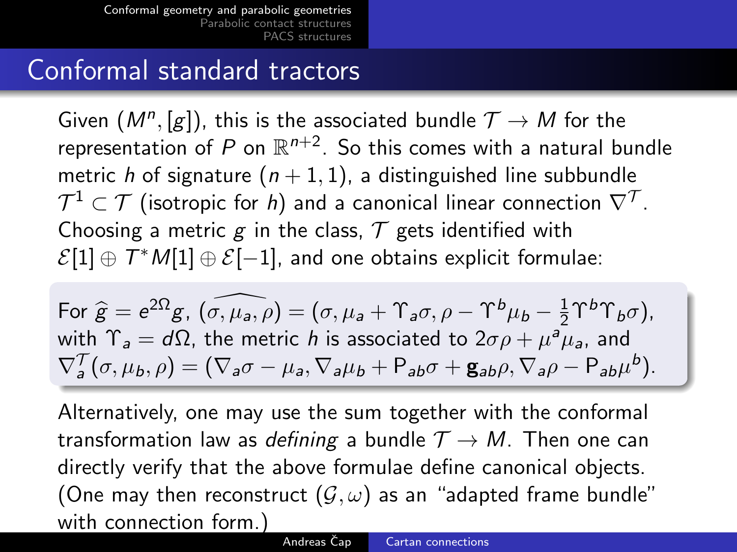# Conformal standard tractors

Given $(M^n, [g])$, this is the associated bundle $\mathcal{T} \to M$ for the representation of $P$ on $\mathbb{R}^{n+2}$. So this comes with a natural bundle metric $h$ of signature $(n+1, 1)$, a distinguished line subbundle $\mathcal{T}^1 \subset \mathcal{T}$ (isotropic for $h$) and a canonical linear connection $\nabla^{\mathcal{T}}$. Choosing a metric $g$ in the class, $\mathcal{T}$ gets identified with $\mathcal{E}[1] \oplus T^*M[1] \oplus \mathcal{E}[-1]$, and one obtains explicit formulae:

For $\widehat{g} = e^{2\Omega} g$, $\widehat{(\sigma, \mu_a, \rho)} = (\sigma, \mu_a + \Upsilon_a \sigma, \rho - \Upsilon^b \mu_b - \frac{1}{2} \Upsilon^b \Upsilon_b \sigma)$, with $\Upsilon_a = d\Omega$, the metric $h$ is associated to $2\sigma\rho + \mu^a \mu_a$, and $\nabla^{\mathcal{T}}_a (\sigma, \mu_b, \rho) = (\nabla_a \sigma - \mu_a, \nabla_a \mu_b + \mathsf{P}_{ab} \sigma + \mathbf{g}_{ab} \rho, \nabla_a \rho - \mathsf{P}_{ab} \mu^b)$.

Alternatively, one may use the sum together with the conformal transformation law as *defining* a bundle $\mathcal{T} \to M$. Then one can directly verify that the above formulae define canonical objects. (One may then reconstruct $(\mathcal{G}, \omega)$ as an "adapted frame bundle" with connection form.)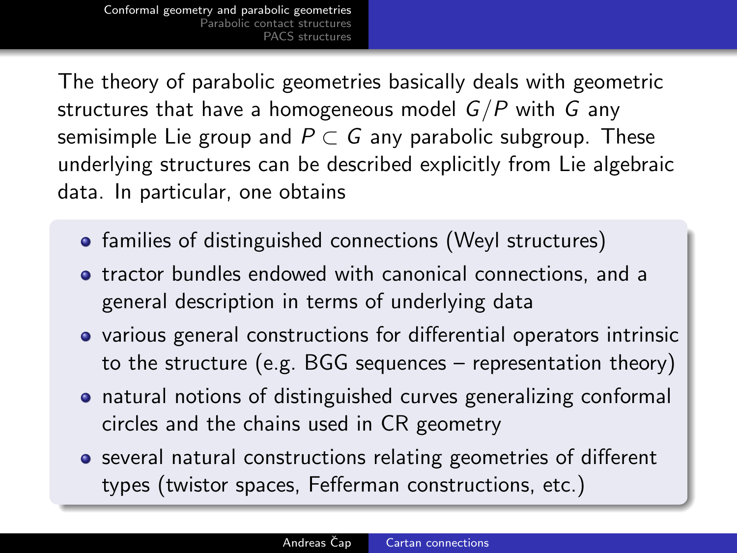The theory of parabolic geometries basically deals with geometric structures that have a homogeneous model $G/P$ with $G$ any semisimple Lie group and $P \subset G$ any parabolic subgroup. These underlying structures can be described explicitly from Lie algebraic data. In particular, one obtains

- families of distinguished connections (Weyl structures)
- tractor bundles endowed with canonical connections, and a general description in terms of underlying data
- various general constructions for differential operators intrinsic to the structure (e.g. BGG sequences – representation theory)
- natural notions of distinguished curves generalizing conformal circles and the chains used in CR geometry
- several natural constructions relating geometries of different types (twistor spaces, Fefferman constructions, etc.)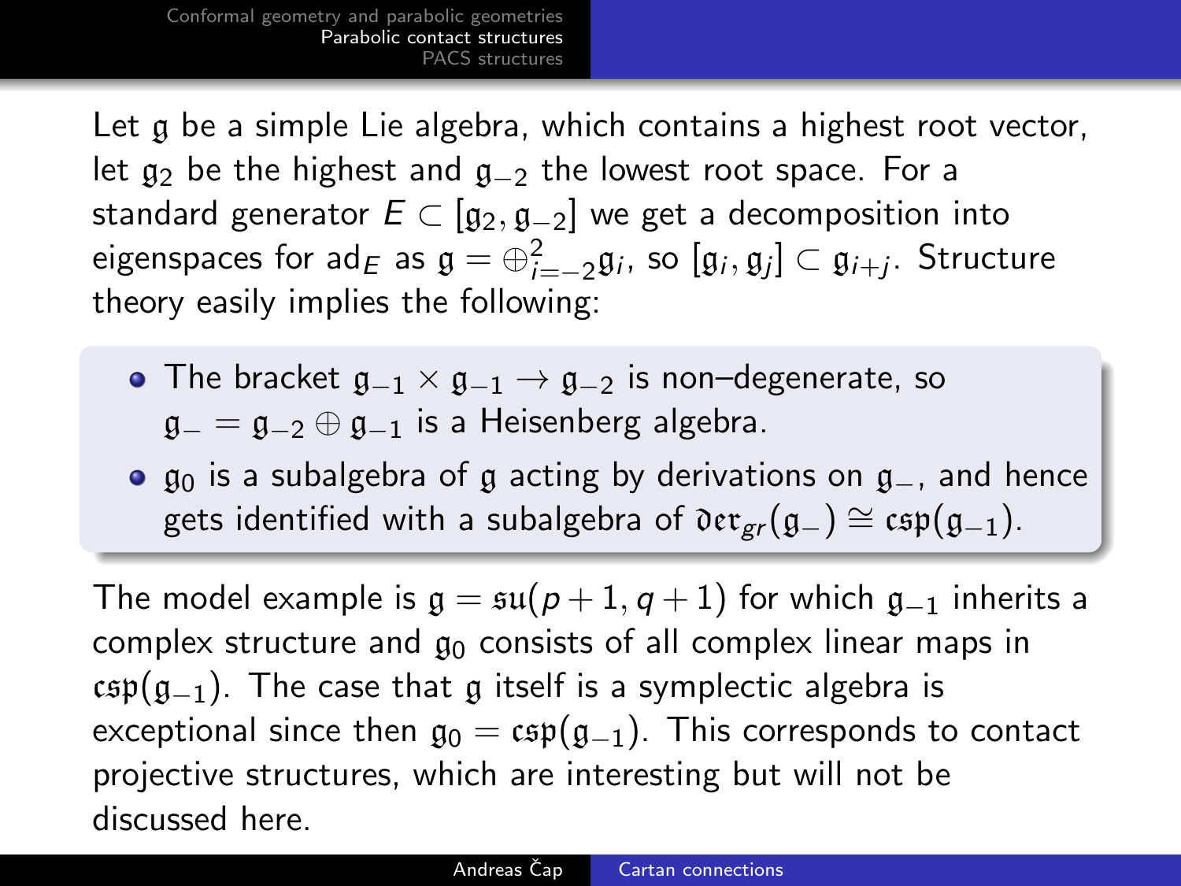Let $\mathfrak{g}$ be a simple Lie algebra, which contains a highest root vector, let $\mathfrak{g}_2$ be the highest and $\mathfrak{g}_{-2}$ the lowest root space. For a standard generator $E \subset [\mathfrak{g}_2, \mathfrak{g}_{-2}]$ we get a decomposition into eigenspaces for $\mathrm{ad}_E$ as $\mathfrak{g} = \oplus_{i=-2}^{2} \mathfrak{g}_i$, so $[\mathfrak{g}_i, \mathfrak{g}_j] \subset \mathfrak{g}_{i+j}$. Structure theory easily implies the following:

- The bracket $\mathfrak{g}_{-1} \times \mathfrak{g}_{-1} \to \mathfrak{g}_{-2}$ is non–degenerate, so $\mathfrak{g}_- = \mathfrak{g}_{-2} \oplus \mathfrak{g}_{-1}$ is a Heisenberg algebra.
- $\mathfrak{g}_0$ is a subalgebra of $\mathfrak{g}$ acting by derivations on $\mathfrak{g}_-$, and hence gets identified with a subalgebra of $\mathfrak{der}_{gr}(\mathfrak{g}_-) \cong \mathfrak{csp}(\mathfrak{g}_{-1})$.

The model example is $\mathfrak{g} = \mathfrak{su}(p+1, q+1)$ for which $\mathfrak{g}_{-1}$ inherits a complex structure and $\mathfrak{g}_0$ consists of all complex linear maps in $\mathfrak{csp}(\mathfrak{g}_{-1})$. The case that $\mathfrak{g}$ itself is a symplectic algebra is exceptional since then $\mathfrak{g}_0 = \mathfrak{csp}(\mathfrak{g}_{-1})$. This corresponds to contact projective structures, which are interesting but will not be discussed here.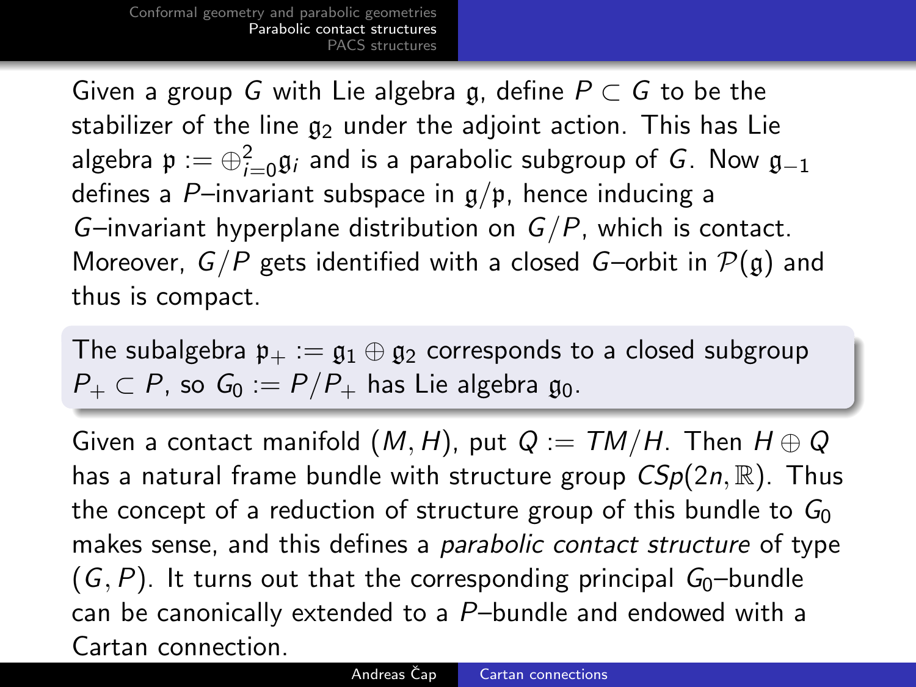Given a group $G$ with Lie algebra $\mathfrak{g}$, define $P \subset G$ to be the stabilizer of the line $\mathfrak{g}_2$ under the adjoint action. This has Lie algebra $\mathfrak{p} := \oplus_{i=0}^{2} \mathfrak{g}_i$ and is a parabolic subgroup of $G$. Now $\mathfrak{g}_{-1}$ defines a $P$–invariant subspace in $\mathfrak{g}/\mathfrak{p}$, hence inducing a $G$–invariant hyperplane distribution on $G/P$, which is contact. Moreover, $G/P$ gets identified with a closed $G$–orbit in $\mathcal{P}(\mathfrak{g})$ and thus is compact.

> The subalgebra $\mathfrak{p}_+ := \mathfrak{g}_1 \oplus \mathfrak{g}_2$ corresponds to a closed subgroup $P_+ \subset P$, so $G_0 := P/P_+$ has Lie algebra $\mathfrak{g}_0$.

Given a contact manifold $(M, H)$, put $Q := TM/H$. Then $H \oplus Q$ has a natural frame bundle with structure group $CSp(2n, \mathbb{R})$. Thus the concept of a reduction of structure group of this bundle to $G_0$ makes sense, and this defines a *parabolic contact structure* of type $(G, P)$. It turns out that the corresponding principal $G_0$–bundle can be canonically extended to a $P$–bundle and endowed with a Cartan connection.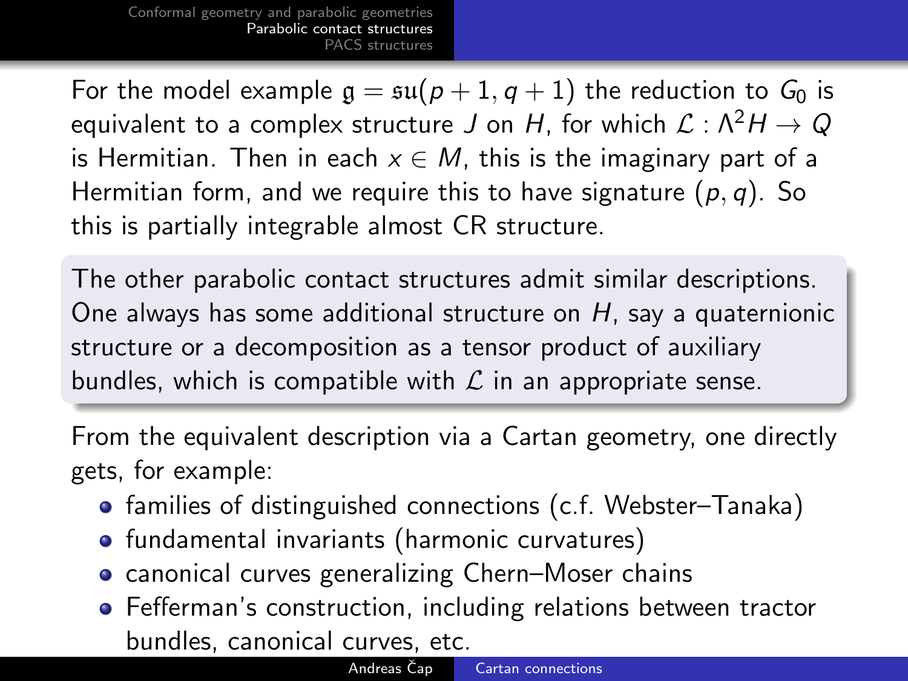For the model example $\mathfrak{g} = \mathfrak{su}(p+1, q+1)$ the reduction to $G_0$ is equivalent to a complex structure $J$ on $H$, for which $\mathcal{L} : \Lambda^2 H \to Q$ is Hermitian. Then in each $x \in M$, this is the imaginary part of a Hermitian form, and we require this to have signature $(p, q)$. So this is partially integrable almost CR structure.

The other parabolic contact structures admit similar descriptions. One always has some additional structure on $H$, say a quaternionic structure or a decomposition as a tensor product of auxiliary bundles, which is compatible with $\mathcal{L}$ in an appropriate sense.

From the equivalent description via a Cartan geometry, one directly gets, for example:

- families of distinguished connections (c.f. Webster–Tanaka)
- fundamental invariants (harmonic curvatures)
- canonical curves generalizing Chern–Moser chains
- Fefferman's construction, including relations between tractor bundles, canonical curves, etc.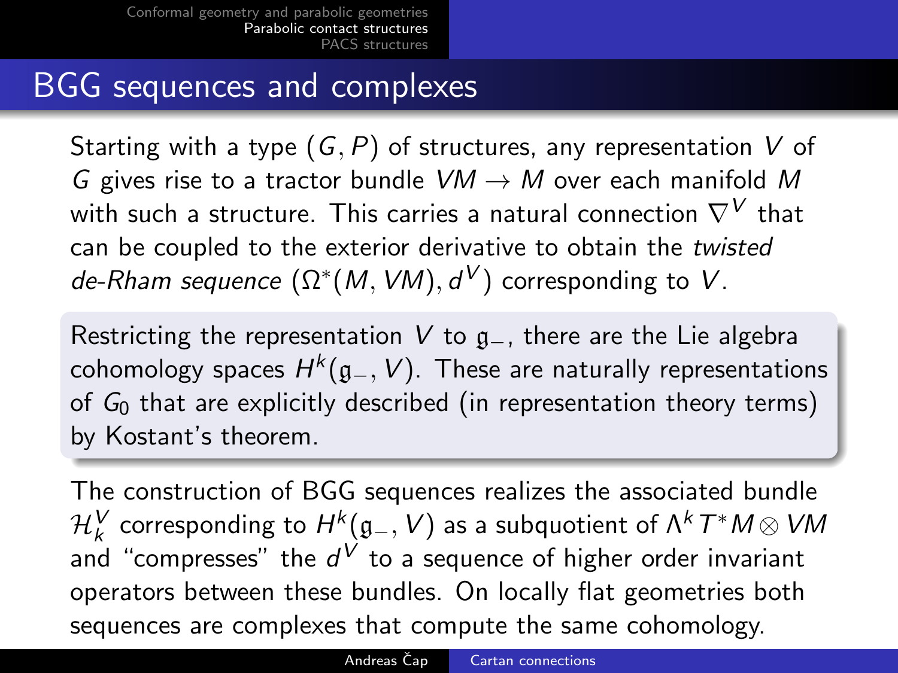## BGG sequences and complexes

Starting with a type $(G, P)$ of structures, any representation $V$ of $G$ gives rise to a tractor bundle $VM \to M$ over each manifold $M$ with such a structure. This carries a natural connection $\nabla^V$ that can be coupled to the exterior derivative to obtain the *twisted de-Rham sequence* $(\Omega^*(M, VM), d^V)$ corresponding to $V$.

Restricting the representation $V$ to $\mathfrak{g}_-$, there are the Lie algebra cohomology spaces $H^k(\mathfrak{g}_-, V)$. These are naturally representations of $G_0$ that are explicitly described (in representation theory terms) by Kostant's theorem.

The construction of BGG sequences realizes the associated bundle $\mathcal{H}_k^V$ corresponding to $H^k(\mathfrak{g}_-, V)$ as a subquotient of $\Lambda^k T^*M \otimes VM$ and "compresses" the $d^V$ to a sequence of higher order invariant operators between these bundles. On locally flat geometries both sequences are complexes that compute the same cohomology.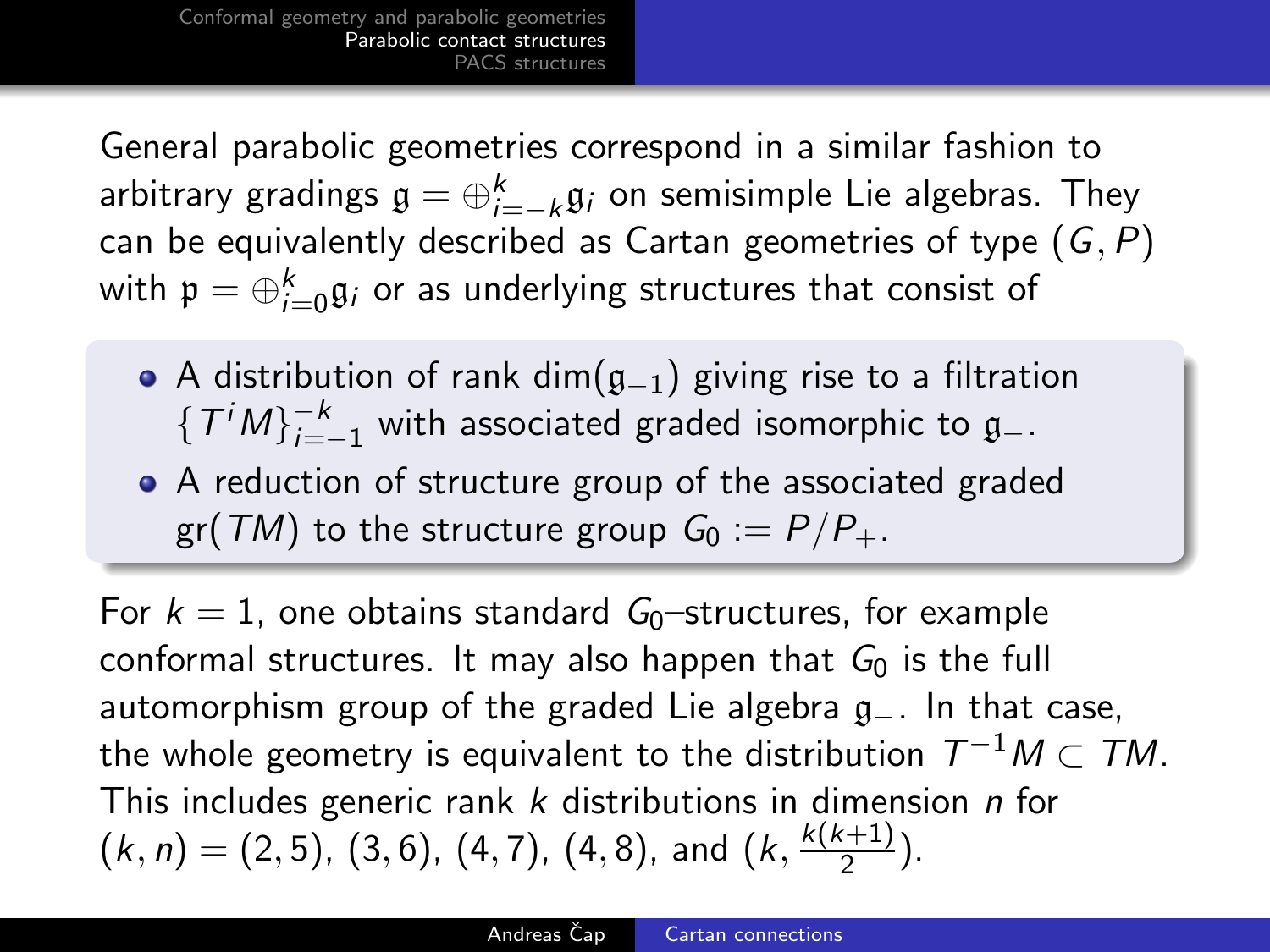General parabolic geometries correspond in a similar fashion to arbitrary gradings $\mathfrak{g} = \oplus_{i=-k}^{k} \mathfrak{g}_i$ on semisimple Lie algebras. They can be equivalently described as Cartan geometries of type $(G, P)$ with $\mathfrak{p} = \oplus_{i=0}^{k} \mathfrak{g}_i$ or as underlying structures that consist of

- A distribution of rank $\dim(\mathfrak{g}_{-1})$ giving rise to a filtration $\{T^i M\}_{i=-1}^{-k}$ with associated graded isomorphic to $\mathfrak{g}_-$.
- A reduction of structure group of the associated graded $\mathrm{gr}(TM)$ to the structure group $G_0 := P/P_+$.

For $k = 1$, one obtains standard $G_0$–structures, for example conformal structures. It may also happen that $G_0$ is the full automorphism group of the graded Lie algebra $\mathfrak{g}_-$. In that case, the whole geometry is equivalent to the distribution $T^{-1}M \subset TM$. This includes generic rank $k$ distributions in dimension $n$ for $(k, n) = (2, 5)$, $(3, 6)$, $(4, 7)$, $(4, 8)$, and $(k, \frac{k(k+1)}{2})$.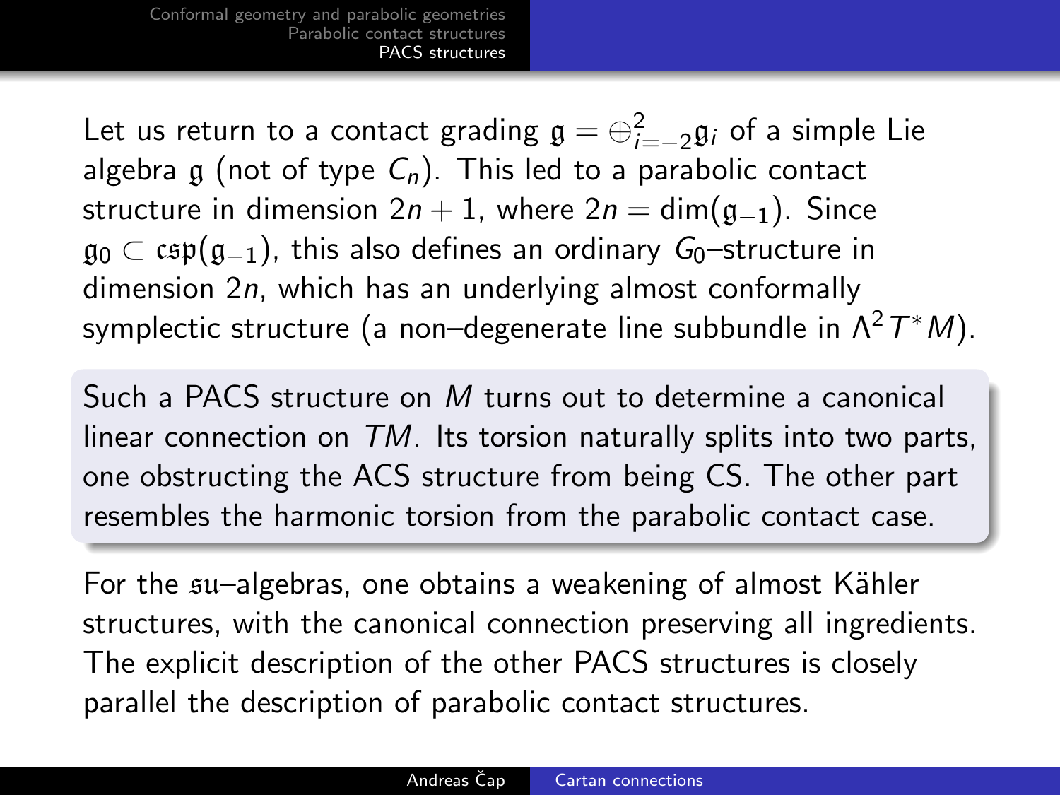Let us return to a contact grading $\mathfrak{g} = \oplus_{i=-2}^{2} \mathfrak{g}_i$ of a simple Lie algebra $\mathfrak{g}$ (not of type $C_n$). This led to a parabolic contact structure in dimension $2n+1$, where $2n = \dim(\mathfrak{g}_{-1})$. Since $\mathfrak{g}_0 \subset \mathfrak{csp}(\mathfrak{g}_{-1})$, this also defines an ordinary $G_0$–structure in dimension $2n$, which has an underlying almost conformally symplectic structure (a non–degenerate line subbundle in $\Lambda^2 T^*M$).

Such a PACS structure on $M$ turns out to determine a canonical linear connection on $TM$. Its torsion naturally splits into two parts, one obstructing the ACS structure from being CS. The other part resembles the harmonic torsion from the parabolic contact case.

For the $\mathfrak{su}$–algebras, one obtains a weakening of almost Kähler structures, with the canonical connection preserving all ingredients. The explicit description of the other PACS structures is closely parallel the description of parabolic contact structures.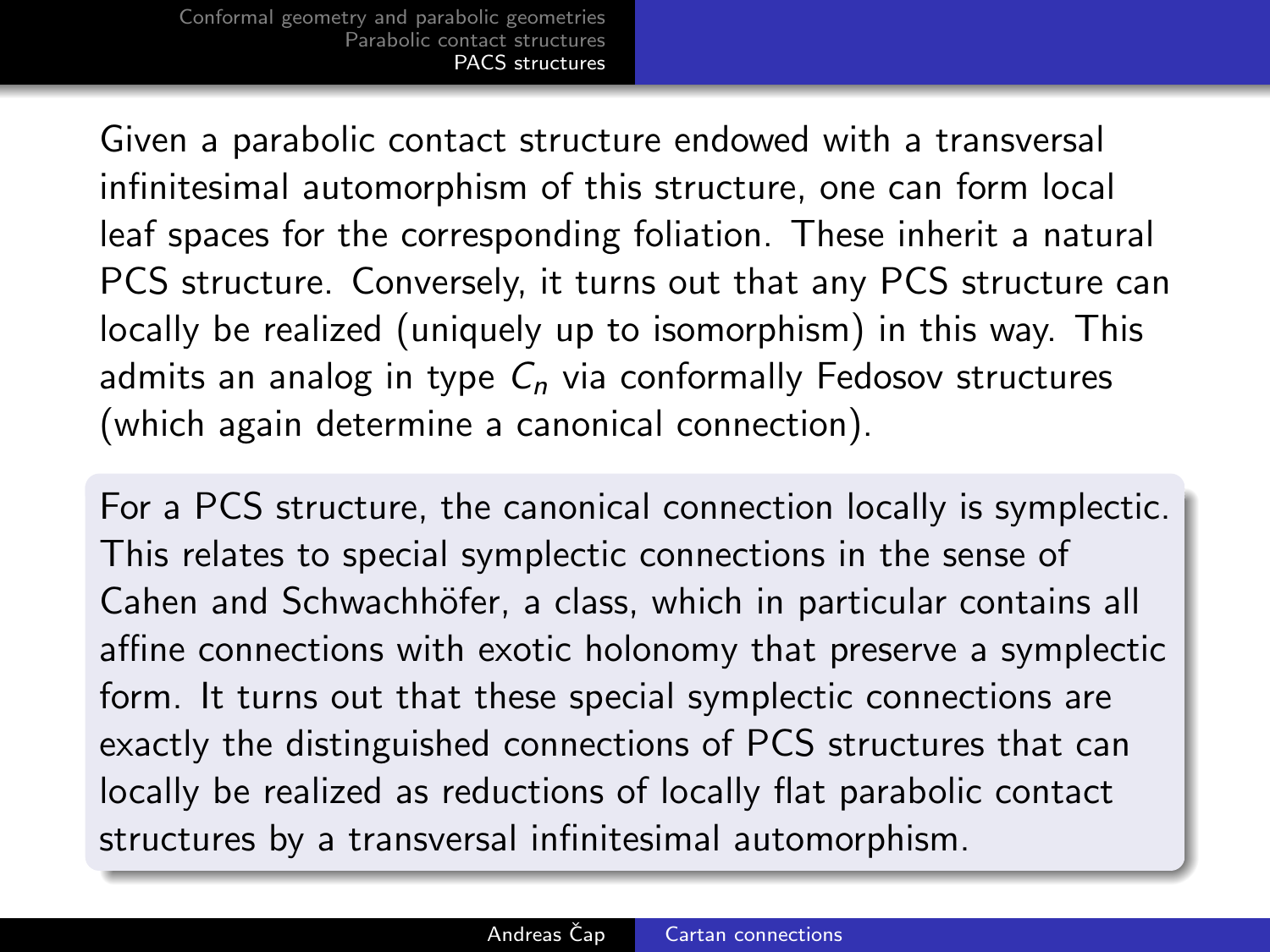Given a parabolic contact structure endowed with a transversal infinitesimal automorphism of this structure, one can form local leaf spaces for the corresponding foliation. These inherit a natural PCS structure. Conversely, it turns out that any PCS structure can locally be realized (uniquely up to isomorphism) in this way. This admits an analog in type $C_n$ via conformally Fedosov structures (which again determine a canonical connection).

For a PCS structure, the canonical connection locally is symplectic. This relates to special symplectic connections in the sense of Cahen and Schwachhöfer, a class, which in particular contains all affine connections with exotic holonomy that preserve a symplectic form. It turns out that these special symplectic connections are exactly the distinguished connections of PCS structures that can locally be realized as reductions of locally flat parabolic contact structures by a transversal infinitesimal automorphism.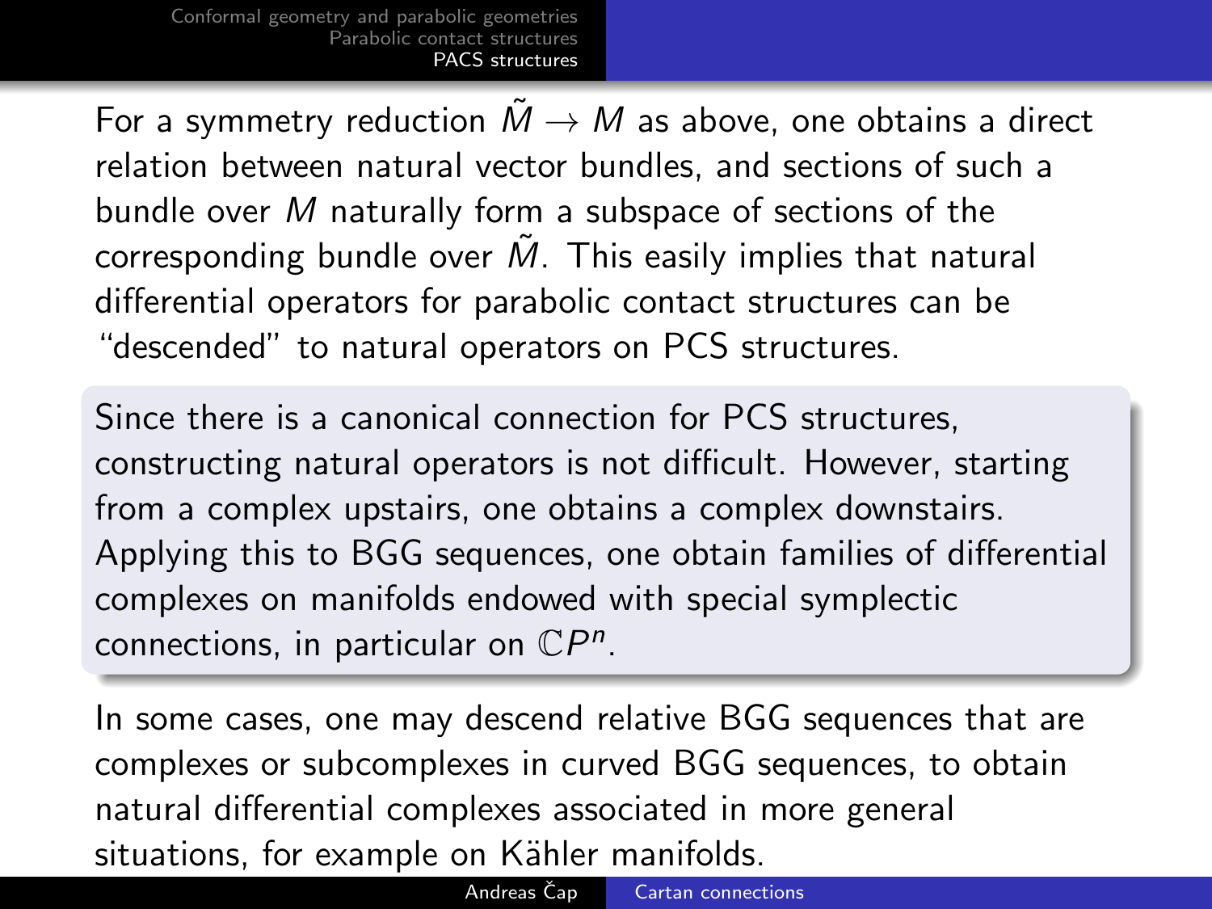For a symmetry reduction $\tilde{M} \to M$ as above, one obtains a direct relation between natural vector bundles, and sections of such a bundle over $M$ naturally form a subspace of sections of the corresponding bundle over $\tilde{M}$. This easily implies that natural differential operators for parabolic contact structures can be "descended" to natural operators on PCS structures.

Since there is a canonical connection for PCS structures, constructing natural operators is not difficult. However, starting from a complex upstairs, one obtains a complex downstairs. Applying this to BGG sequences, one obtain families of differential complexes on manifolds endowed with special symplectic connections, in particular on $\mathbb{C}P^n$.

In some cases, one may descend relative BGG sequences that are complexes or subcomplexes in curved BGG sequences, to obtain natural differential complexes associated in more general situations, for example on Kähler manifolds.